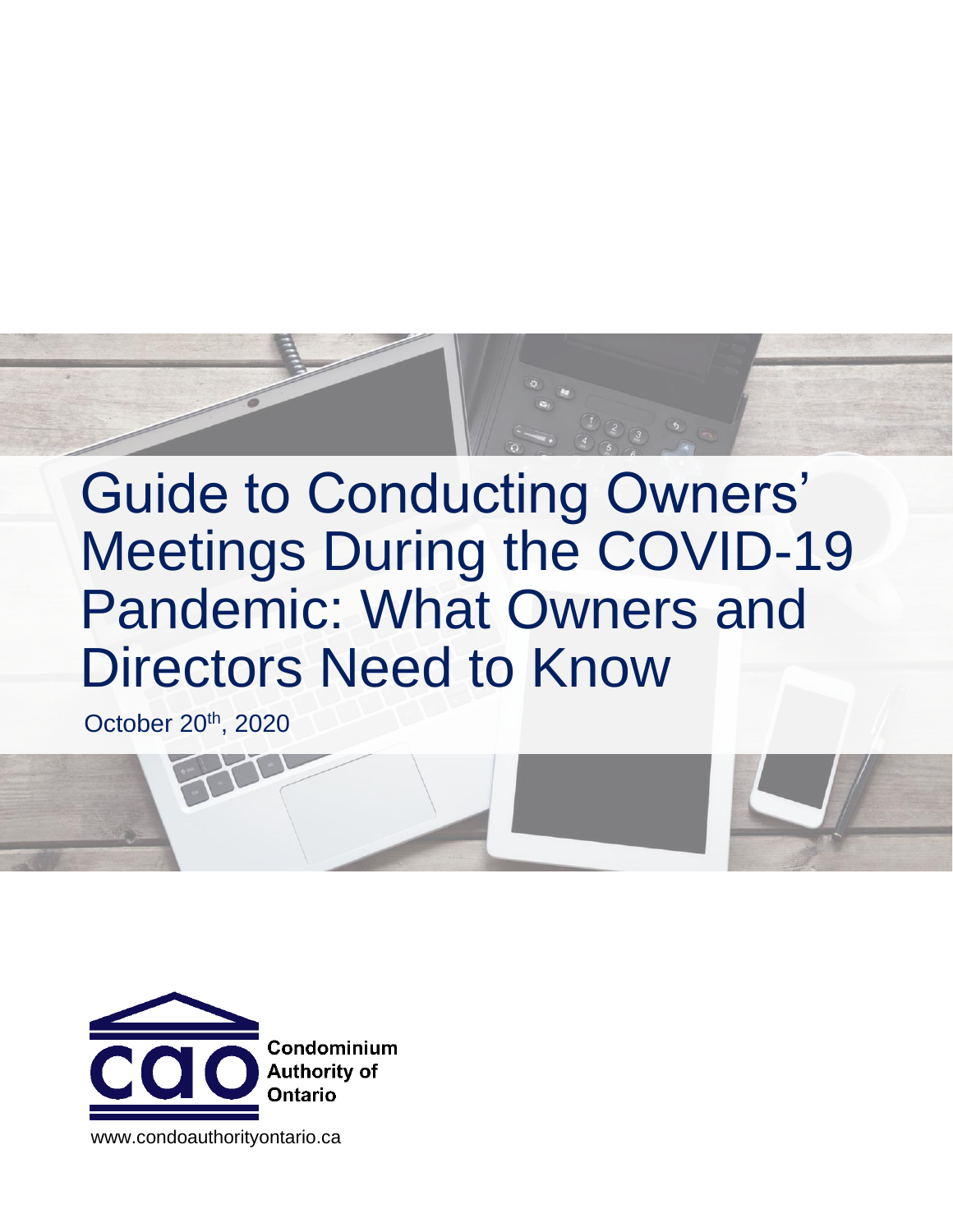# Guide to Conducting Owners' Meetings During the COVID-19 Pandemic: What Owners and Directors Need to Know

October 20th, 2020

Condominium Authority of Ontario

www.condoauthorityontario.ca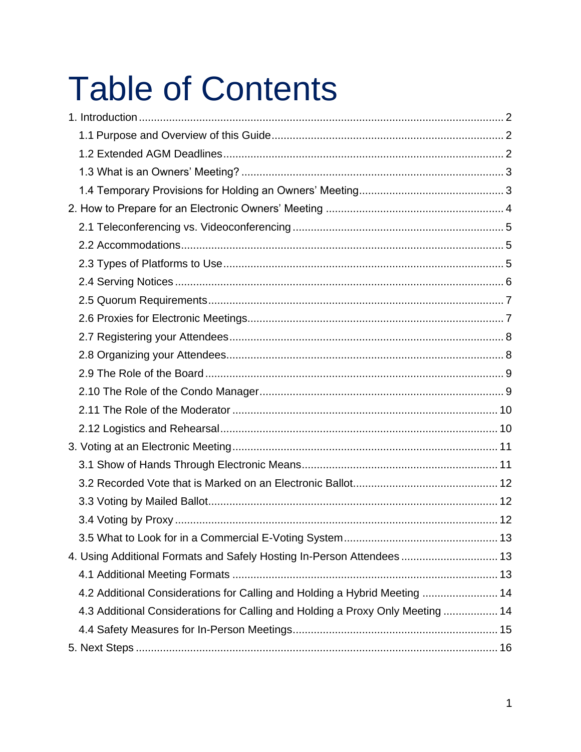# Table of Contents

1. Introduction ........................................................................................................ 2
   - 1.1 Purpose and Overview of this Guide ............................................................ 2
   - 1.2 Extended AGM Deadlines ............................................................................ 2
   - 1.3 What is an Owners' Meeting? ...................................................................... 3
   - 1.4 Temporary Provisions for Holding an Owners' Meeting ................................ 3
2. How to Prepare for an Electronic Owners' Meeting .......................................... 4
   - 2.1 Teleconferencing vs. Videoconferencing ..................................................... 5
   - 2.2 Accommodations ......................................................................................... 5
   - 2.3 Types of Platforms to Use ............................................................................ 5
   - 2.4 Serving Notices ........................................................................................... 6
   - 2.5 Quorum Requirements ................................................................................. 7
   - 2.6 Proxies for Electronic Meetings .................................................................... 7
   - 2.7 Registering your Attendees .......................................................................... 8
   - 2.8 Organizing your Attendees ........................................................................... 8
   - 2.9 The Role of the Board .................................................................................. 9
   - 2.10 The Role of the Condo Manager ................................................................ 9
   - 2.11 The Role of the Moderator ........................................................................ 10
   - 2.12 Logistics and Rehearsal ............................................................................ 10
3. Voting at an Electronic Meeting ....................................................................... 11
   - 3.1 Show of Hands Through Electronic Means ................................................. 11
   - 3.2 Recorded Vote that is Marked on an Electronic Ballot ................................ 12
   - 3.3 Voting by Mailed Ballot ............................................................................... 12
   - 3.4 Voting by Proxy .......................................................................................... 12
   - 3.5 What to Look for in a Commercial E-Voting System .................................. 13
4. Using Additional Formats and Safely Hosting In-Person Attendees ................ 13
   - 4.1 Additional Meeting Formats ....................................................................... 13
   - 4.2 Additional Considerations for Calling and Holding a Hybrid Meeting ......... 14
   - 4.3 Additional Considerations for Calling and Holding a Proxy Only Meeting .. 14
   - 4.4 Safety Measures for In-Person Meetings .................................................... 15
5. Next Steps ....................................................................................................... 16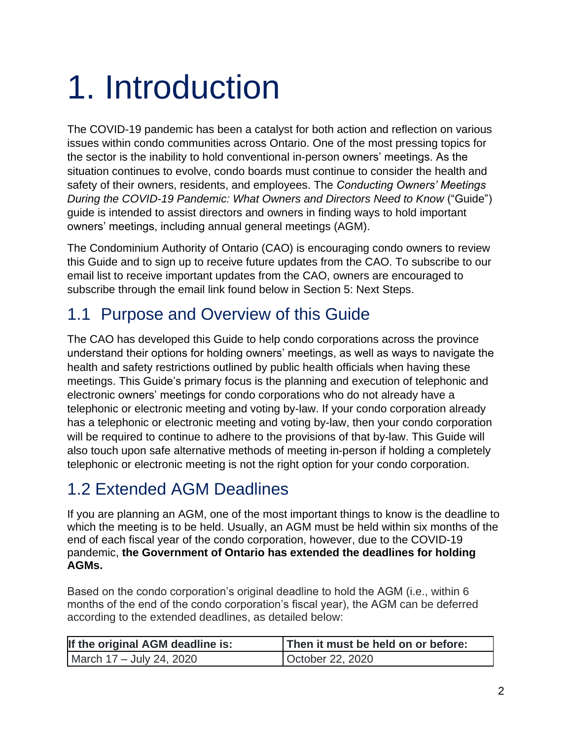# 1. Introduction

The COVID-19 pandemic has been a catalyst for both action and reflection on various issues within condo communities across Ontario. One of the most pressing topics for the sector is the inability to hold conventional in-person owners' meetings. As the situation continues to evolve, condo boards must continue to consider the health and safety of their owners, residents, and employees. The *Conducting Owners' Meetings During the COVID-19 Pandemic: What Owners and Directors Need to Know* ("Guide") guide is intended to assist directors and owners in finding ways to hold important owners' meetings, including annual general meetings (AGM).

The Condominium Authority of Ontario (CAO) is encouraging condo owners to review this Guide and to sign up to receive future updates from the CAO. To subscribe to our email list to receive important updates from the CAO, owners are encouraged to subscribe through the email link found below in Section 5: Next Steps.

## 1.1 Purpose and Overview of this Guide

The CAO has developed this Guide to help condo corporations across the province understand their options for holding owners' meetings, as well as ways to navigate the health and safety restrictions outlined by public health officials when having these meetings. This Guide's primary focus is the planning and execution of telephonic and electronic owners' meetings for condo corporations who do not already have a telephonic or electronic meeting and voting by-law. If your condo corporation already has a telephonic or electronic meeting and voting by-law, then your condo corporation will be required to continue to adhere to the provisions of that by-law. This Guide will also touch upon safe alternative methods of meeting in-person if holding a completely telephonic or electronic meeting is not the right option for your condo corporation.

## 1.2 Extended AGM Deadlines

If you are planning an AGM, one of the most important things to know is the deadline to which the meeting is to be held. Usually, an AGM must be held within six months of the end of each fiscal year of the condo corporation, however, due to the COVID-19 pandemic, **the Government of Ontario has extended the deadlines for holding AGMs.**

Based on the condo corporation's original deadline to hold the AGM (i.e., within 6 months of the end of the condo corporation's fiscal year), the AGM can be deferred according to the extended deadlines, as detailed below:

| If the original AGM deadline is: | Then it must be held on or before: |
| --- | --- |
| March 17 – July 24, 2020 | October 22, 2020 |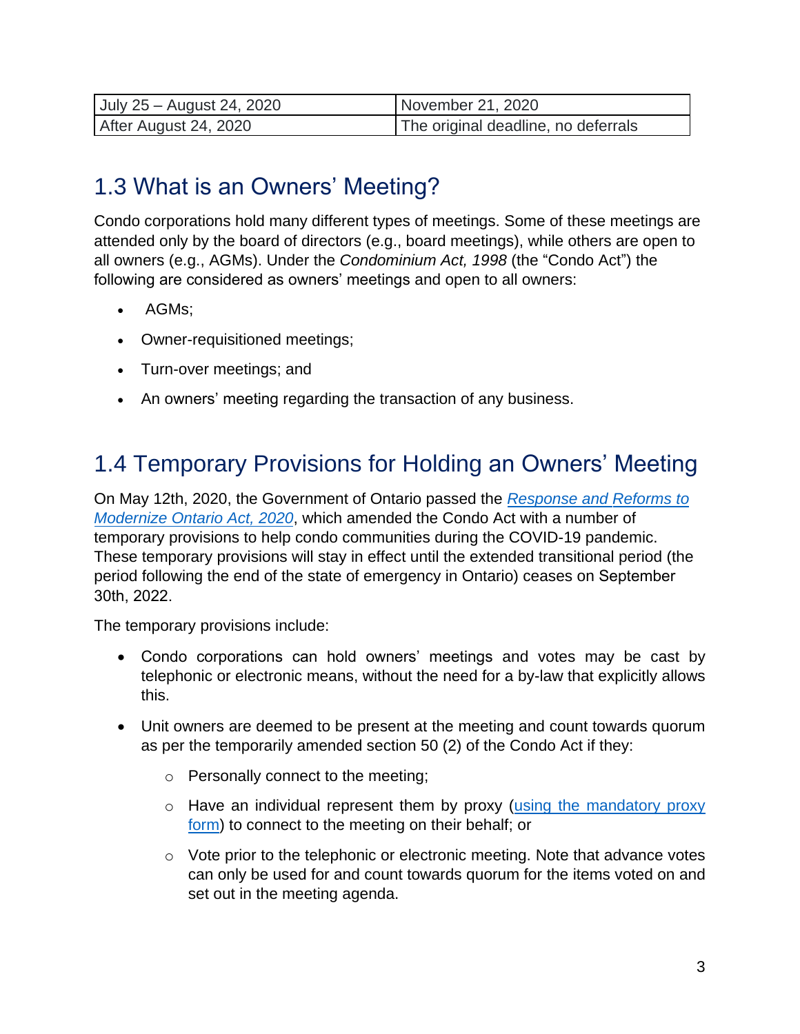| July 25 – August 24, 2020 | November 21, 2020 |
|---|---|
| After August 24, 2020 | The original deadline, no deferrals |

## 1.3 What is an Owners' Meeting?

Condo corporations hold many different types of meetings. Some of these meetings are attended only by the board of directors (e.g., board meetings), while others are open to all owners (e.g., AGMs). Under the *Condominium Act, 1998* (the "Condo Act") the following are considered as owners' meetings and open to all owners:

- AGMs;
- Owner-requisitioned meetings;
- Turn-over meetings; and
- An owners' meeting regarding the transaction of any business.

## 1.4 Temporary Provisions for Holding an Owners' Meeting

On May 12th, 2020, the Government of Ontario passed the *Response and Reforms to Modernize Ontario Act, 2020*, which amended the Condo Act with a number of temporary provisions to help condo communities during the COVID-19 pandemic. These temporary provisions will stay in effect until the extended transitional period (the period following the end of the state of emergency in Ontario) ceases on September 30th, 2022.

The temporary provisions include:

- Condo corporations can hold owners' meetings and votes may be cast by telephonic or electronic means, without the need for a by-law that explicitly allows this.
- Unit owners are deemed to be present at the meeting and count towards quorum as per the temporarily amended section 50 (2) of the Condo Act if they:
  - Personally connect to the meeting;
  - Have an individual represent them by proxy (using the mandatory proxy form) to connect to the meeting on their behalf; or
  - Vote prior to the telephonic or electronic meeting. Note that advance votes can only be used for and count towards quorum for the items voted on and set out in the meeting agenda.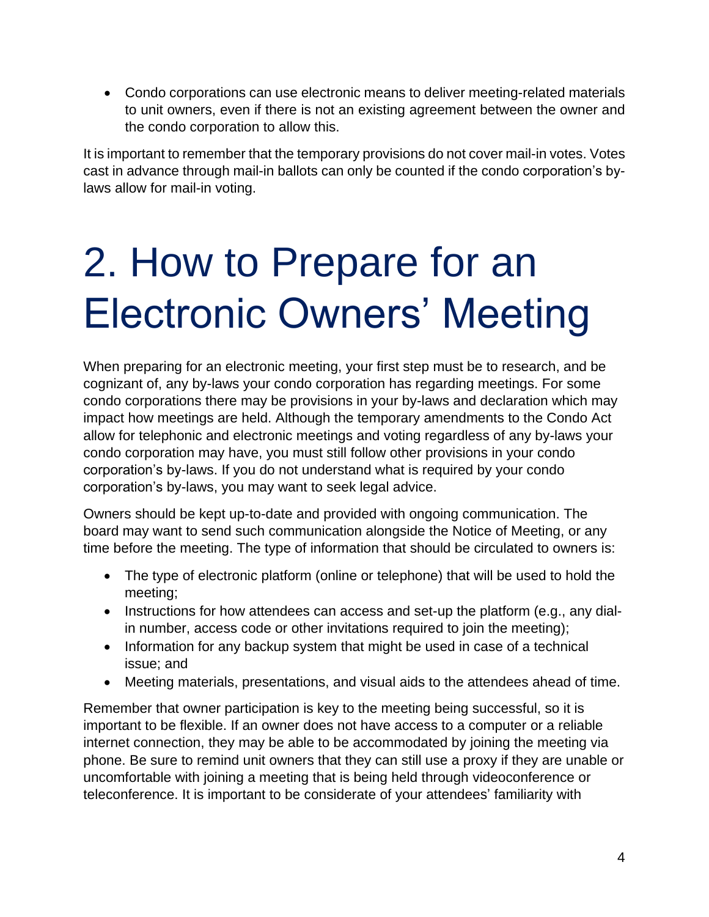- Condo corporations can use electronic means to deliver meeting-related materials to unit owners, even if there is not an existing agreement between the owner and the condo corporation to allow this.

It is important to remember that the temporary provisions do not cover mail-in votes. Votes cast in advance through mail-in ballots can only be counted if the condo corporation's by-laws allow for mail-in voting.

# 2. How to Prepare for an Electronic Owners' Meeting

When preparing for an electronic meeting, your first step must be to research, and be cognizant of, any by-laws your condo corporation has regarding meetings. For some condo corporations there may be provisions in your by-laws and declaration which may impact how meetings are held. Although the temporary amendments to the Condo Act allow for telephonic and electronic meetings and voting regardless of any by-laws your condo corporation may have, you must still follow other provisions in your condo corporation's by-laws. If you do not understand what is required by your condo corporation's by-laws, you may want to seek legal advice.

Owners should be kept up-to-date and provided with ongoing communication. The board may want to send such communication alongside the Notice of Meeting, or any time before the meeting. The type of information that should be circulated to owners is:

- The type of electronic platform (online or telephone) that will be used to hold the meeting;
- Instructions for how attendees can access and set-up the platform (e.g., any dial-in number, access code or other invitations required to join the meeting);
- Information for any backup system that might be used in case of a technical issue; and
- Meeting materials, presentations, and visual aids to the attendees ahead of time.

Remember that owner participation is key to the meeting being successful, so it is important to be flexible. If an owner does not have access to a computer or a reliable internet connection, they may be able to be accommodated by joining the meeting via phone. Be sure to remind unit owners that they can still use a proxy if they are unable or uncomfortable with joining a meeting that is being held through videoconference or teleconference. It is important to be considerate of your attendees' familiarity with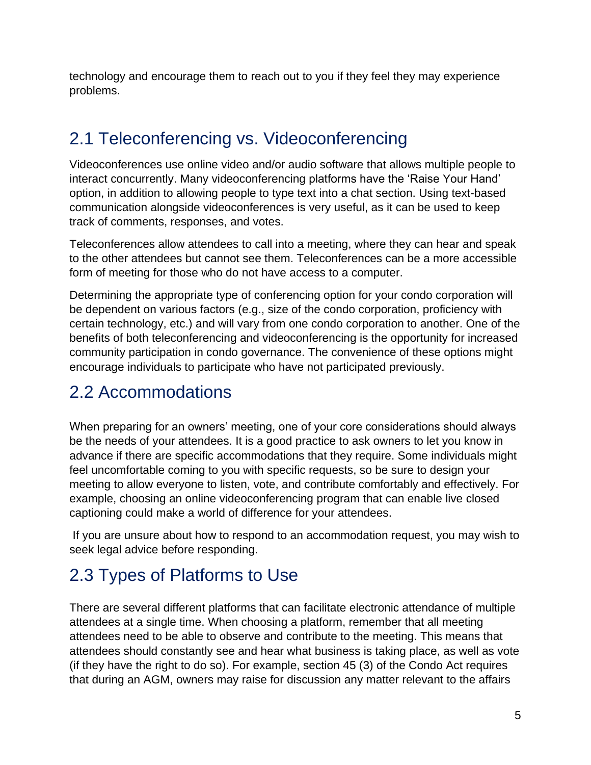technology and encourage them to reach out to you if they feel they may experience problems.

## 2.1 Teleconferencing vs. Videoconferencing

Videoconferences use online video and/or audio software that allows multiple people to interact concurrently. Many videoconferencing platforms have the 'Raise Your Hand' option, in addition to allowing people to type text into a chat section. Using text-based communication alongside videoconferences is very useful, as it can be used to keep track of comments, responses, and votes.

Teleconferences allow attendees to call into a meeting, where they can hear and speak to the other attendees but cannot see them. Teleconferences can be a more accessible form of meeting for those who do not have access to a computer.

Determining the appropriate type of conferencing option for your condo corporation will be dependent on various factors (e.g., size of the condo corporation, proficiency with certain technology, etc.) and will vary from one condo corporation to another. One of the benefits of both teleconferencing and videoconferencing is the opportunity for increased community participation in condo governance. The convenience of these options might encourage individuals to participate who have not participated previously.

## 2.2 Accommodations

When preparing for an owners' meeting, one of your core considerations should always be the needs of your attendees. It is a good practice to ask owners to let you know in advance if there are specific accommodations that they require. Some individuals might feel uncomfortable coming to you with specific requests, so be sure to design your meeting to allow everyone to listen, vote, and contribute comfortably and effectively. For example, choosing an online videoconferencing program that can enable live closed captioning could make a world of difference for your attendees.

If you are unsure about how to respond to an accommodation request, you may wish to seek legal advice before responding.

## 2.3 Types of Platforms to Use

There are several different platforms that can facilitate electronic attendance of multiple attendees at a single time. When choosing a platform, remember that all meeting attendees need to be able to observe and contribute to the meeting. This means that attendees should constantly see and hear what business is taking place, as well as vote (if they have the right to do so). For example, section 45 (3) of the Condo Act requires that during an AGM, owners may raise for discussion any matter relevant to the affairs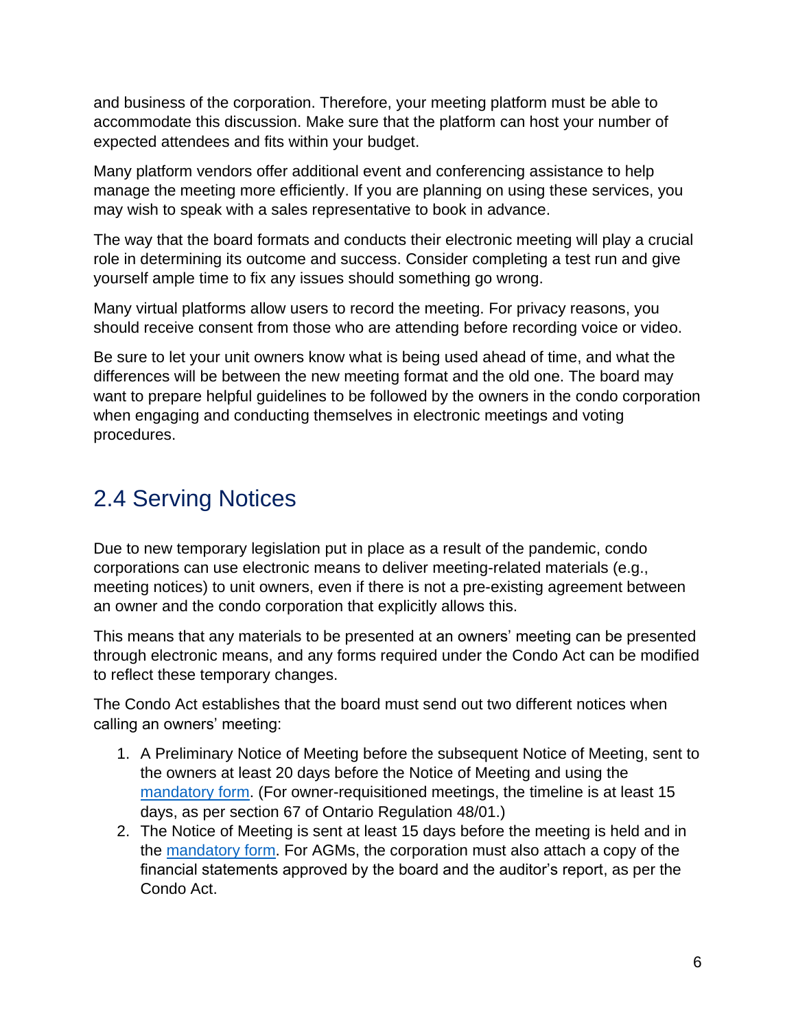and business of the corporation. Therefore, your meeting platform must be able to accommodate this discussion. Make sure that the platform can host your number of expected attendees and fits within your budget.

Many platform vendors offer additional event and conferencing assistance to help manage the meeting more efficiently. If you are planning on using these services, you may wish to speak with a sales representative to book in advance.

The way that the board formats and conducts their electronic meeting will play a crucial role in determining its outcome and success. Consider completing a test run and give yourself ample time to fix any issues should something go wrong.

Many virtual platforms allow users to record the meeting. For privacy reasons, you should receive consent from those who are attending before recording voice or video.

Be sure to let your unit owners know what is being used ahead of time, and what the differences will be between the new meeting format and the old one. The board may want to prepare helpful guidelines to be followed by the owners in the condo corporation when engaging and conducting themselves in electronic meetings and voting procedures.

## 2.4 Serving Notices

Due to new temporary legislation put in place as a result of the pandemic, condo corporations can use electronic means to deliver meeting-related materials (e.g., meeting notices) to unit owners, even if there is not a pre-existing agreement between an owner and the condo corporation that explicitly allows this.

This means that any materials to be presented at an owners' meeting can be presented through electronic means, and any forms required under the Condo Act can be modified to reflect these temporary changes.

The Condo Act establishes that the board must send out two different notices when calling an owners' meeting:

1. A Preliminary Notice of Meeting before the subsequent Notice of Meeting, sent to the owners at least 20 days before the Notice of Meeting and using the mandatory form. (For owner-requisitioned meetings, the timeline is at least 15 days, as per section 67 of Ontario Regulation 48/01.)
2. The Notice of Meeting is sent at least 15 days before the meeting is held and in the mandatory form. For AGMs, the corporation must also attach a copy of the financial statements approved by the board and the auditor's report, as per the Condo Act.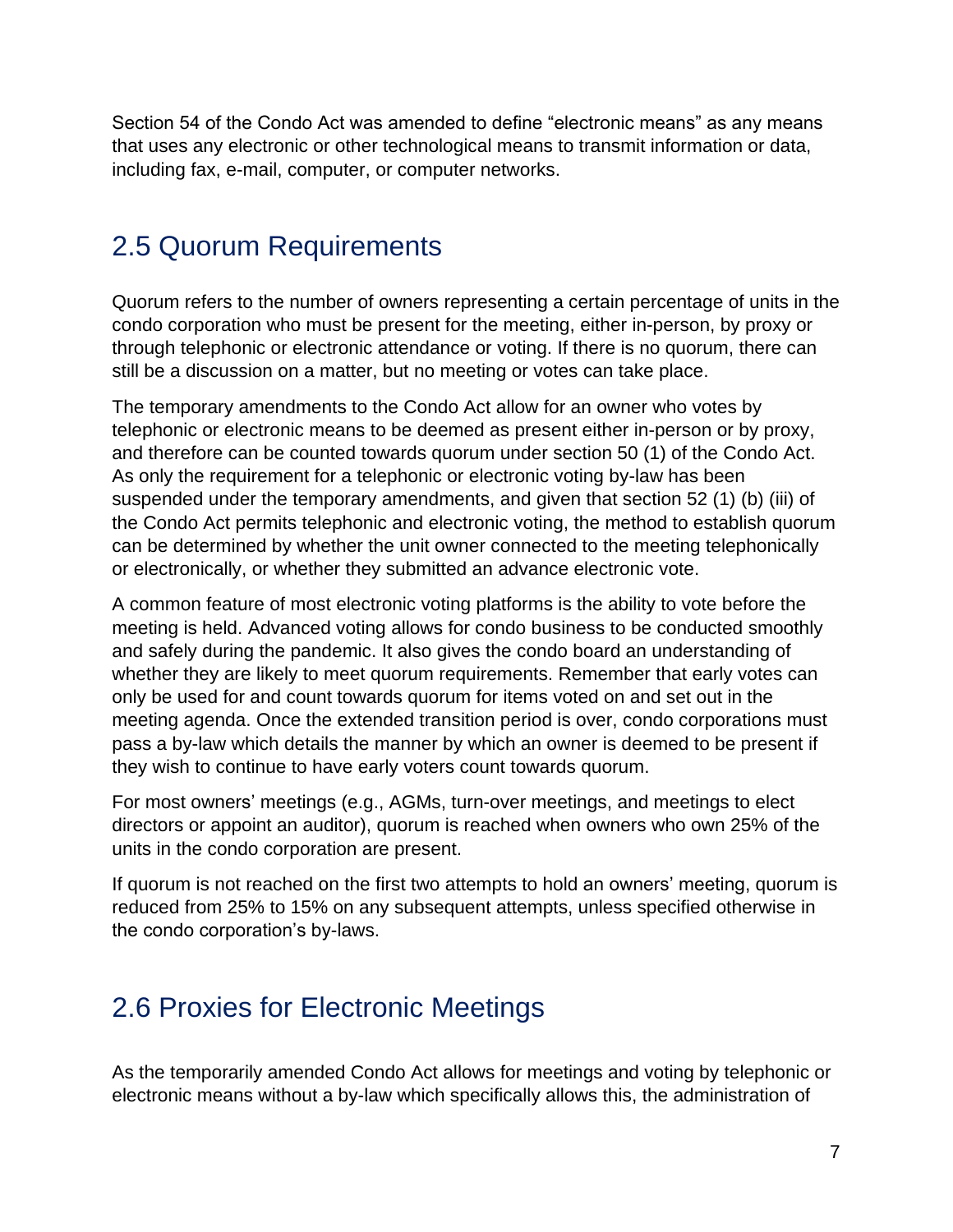Section 54 of the Condo Act was amended to define "electronic means" as any means that uses any electronic or other technological means to transmit information or data, including fax, e-mail, computer, or computer networks.

## 2.5 Quorum Requirements

Quorum refers to the number of owners representing a certain percentage of units in the condo corporation who must be present for the meeting, either in-person, by proxy or through telephonic or electronic attendance or voting. If there is no quorum, there can still be a discussion on a matter, but no meeting or votes can take place.

The temporary amendments to the Condo Act allow for an owner who votes by telephonic or electronic means to be deemed as present either in-person or by proxy, and therefore can be counted towards quorum under section 50 (1) of the Condo Act. As only the requirement for a telephonic or electronic voting by-law has been suspended under the temporary amendments, and given that section 52 (1) (b) (iii) of the Condo Act permits telephonic and electronic voting, the method to establish quorum can be determined by whether the unit owner connected to the meeting telephonically or electronically, or whether they submitted an advance electronic vote.

A common feature of most electronic voting platforms is the ability to vote before the meeting is held. Advanced voting allows for condo business to be conducted smoothly and safely during the pandemic. It also gives the condo board an understanding of whether they are likely to meet quorum requirements. Remember that early votes can only be used for and count towards quorum for items voted on and set out in the meeting agenda. Once the extended transition period is over, condo corporations must pass a by-law which details the manner by which an owner is deemed to be present if they wish to continue to have early voters count towards quorum.

For most owners' meetings (e.g., AGMs, turn-over meetings, and meetings to elect directors or appoint an auditor), quorum is reached when owners who own 25% of the units in the condo corporation are present.

If quorum is not reached on the first two attempts to hold an owners' meeting, quorum is reduced from 25% to 15% on any subsequent attempts, unless specified otherwise in the condo corporation's by-laws.

## 2.6 Proxies for Electronic Meetings

As the temporarily amended Condo Act allows for meetings and voting by telephonic or electronic means without a by-law which specifically allows this, the administration of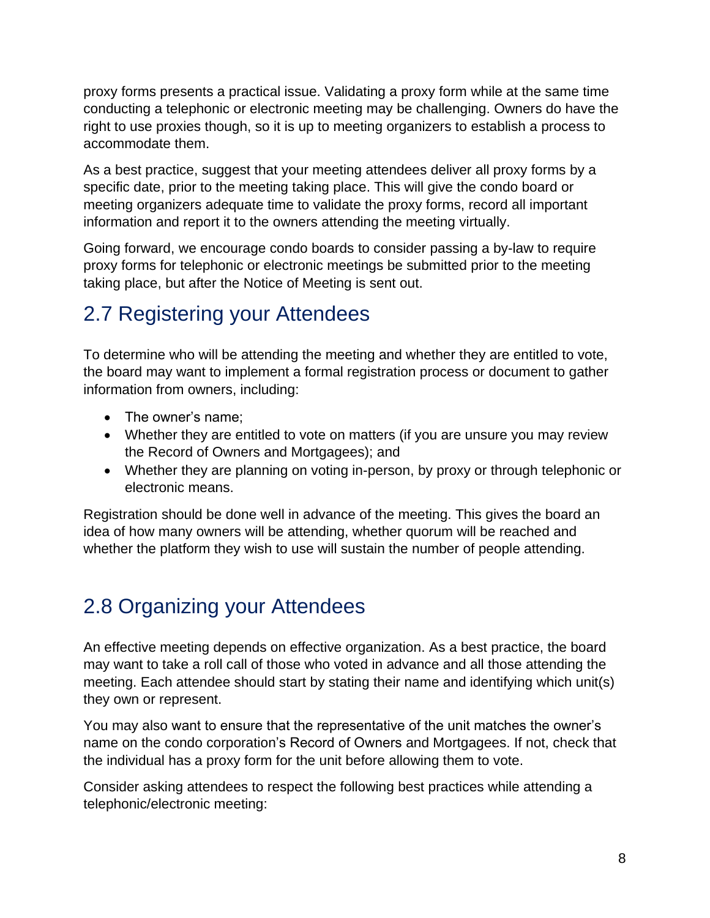proxy forms presents a practical issue. Validating a proxy form while at the same time conducting a telephonic or electronic meeting may be challenging. Owners do have the right to use proxies though, so it is up to meeting organizers to establish a process to accommodate them.

As a best practice, suggest that your meeting attendees deliver all proxy forms by a specific date, prior to the meeting taking place. This will give the condo board or meeting organizers adequate time to validate the proxy forms, record all important information and report it to the owners attending the meeting virtually.

Going forward, we encourage condo boards to consider passing a by-law to require proxy forms for telephonic or electronic meetings be submitted prior to the meeting taking place, but after the Notice of Meeting is sent out.

## 2.7 Registering your Attendees

To determine who will be attending the meeting and whether they are entitled to vote, the board may want to implement a formal registration process or document to gather information from owners, including:

- The owner's name;
- Whether they are entitled to vote on matters (if you are unsure you may review the Record of Owners and Mortgagees); and
- Whether they are planning on voting in-person, by proxy or through telephonic or electronic means.

Registration should be done well in advance of the meeting. This gives the board an idea of how many owners will be attending, whether quorum will be reached and whether the platform they wish to use will sustain the number of people attending.

## 2.8 Organizing your Attendees

An effective meeting depends on effective organization. As a best practice, the board may want to take a roll call of those who voted in advance and all those attending the meeting. Each attendee should start by stating their name and identifying which unit(s) they own or represent.

You may also want to ensure that the representative of the unit matches the owner's name on the condo corporation's Record of Owners and Mortgagees. If not, check that the individual has a proxy form for the unit before allowing them to vote.

Consider asking attendees to respect the following best practices while attending a telephonic/electronic meeting: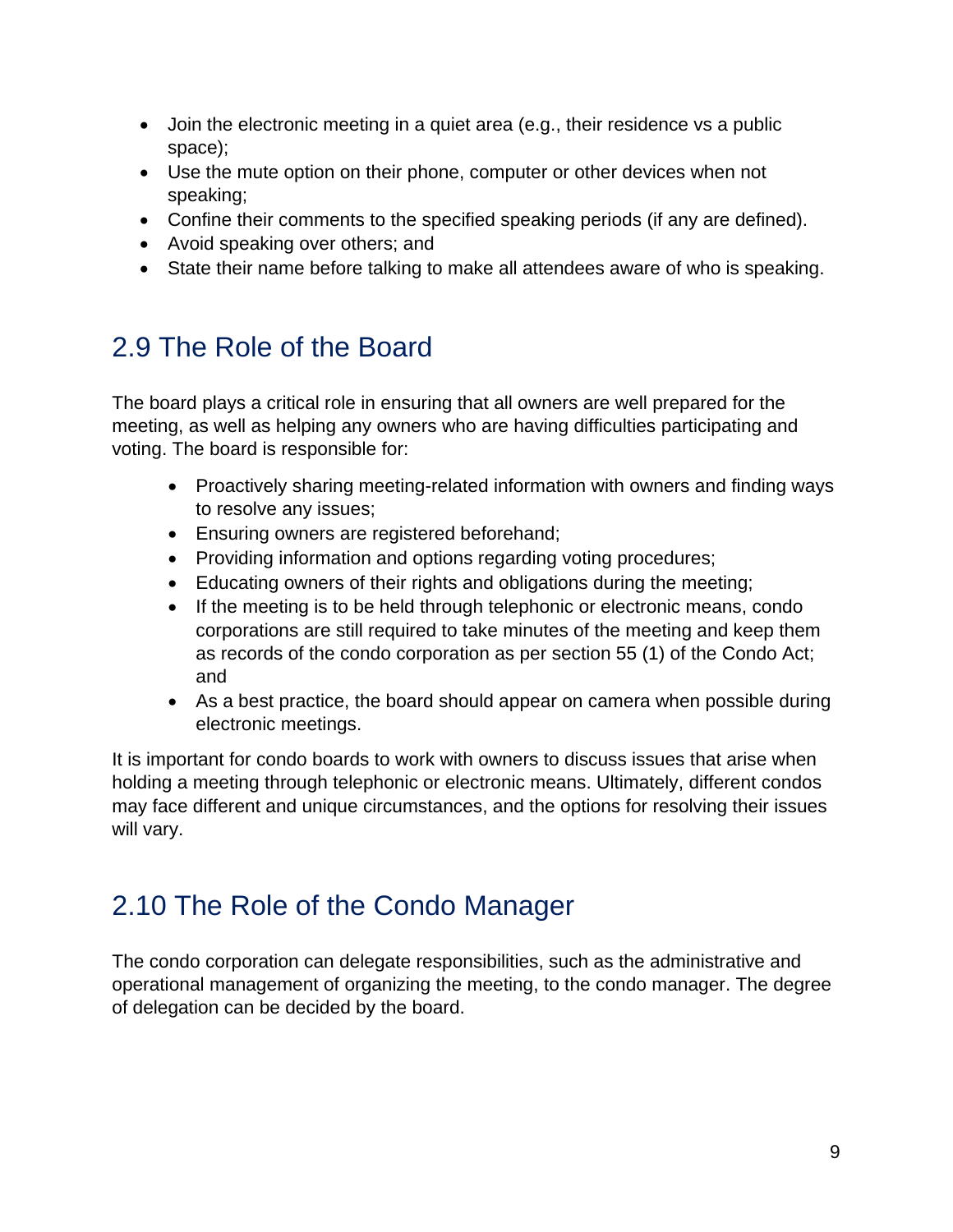- Join the electronic meeting in a quiet area (e.g., their residence vs a public space);
- Use the mute option on their phone, computer or other devices when not speaking;
- Confine their comments to the specified speaking periods (if any are defined).
- Avoid speaking over others; and
- State their name before talking to make all attendees aware of who is speaking.

## 2.9 The Role of the Board

The board plays a critical role in ensuring that all owners are well prepared for the meeting, as well as helping any owners who are having difficulties participating and voting. The board is responsible for:

- Proactively sharing meeting-related information with owners and finding ways to resolve any issues;
- Ensuring owners are registered beforehand;
- Providing information and options regarding voting procedures;
- Educating owners of their rights and obligations during the meeting;
- If the meeting is to be held through telephonic or electronic means, condo corporations are still required to take minutes of the meeting and keep them as records of the condo corporation as per section 55 (1) of the Condo Act; and
- As a best practice, the board should appear on camera when possible during electronic meetings.

It is important for condo boards to work with owners to discuss issues that arise when holding a meeting through telephonic or electronic means. Ultimately, different condos may face different and unique circumstances, and the options for resolving their issues will vary.

## 2.10 The Role of the Condo Manager

The condo corporation can delegate responsibilities, such as the administrative and operational management of organizing the meeting, to the condo manager. The degree of delegation can be decided by the board.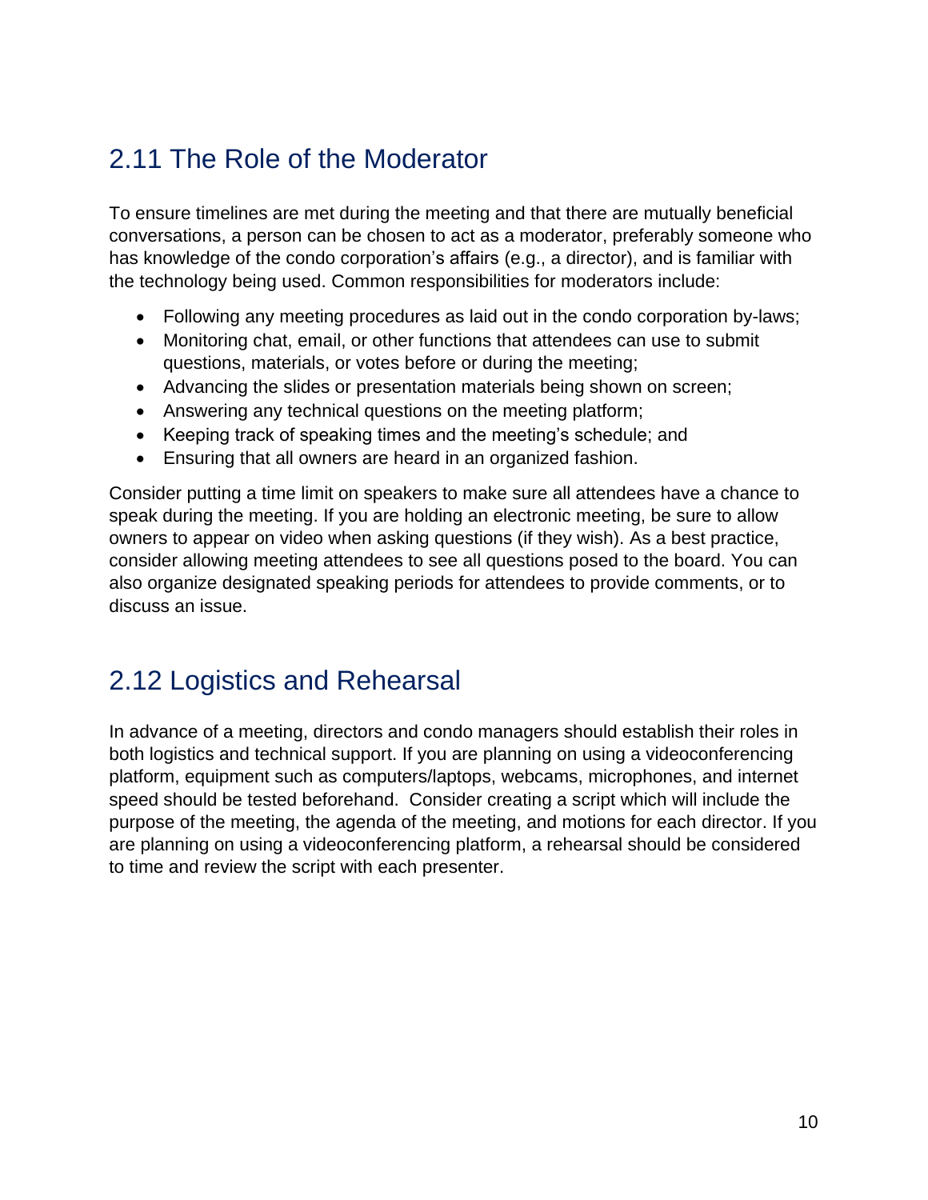## 2.11 The Role of the Moderator

To ensure timelines are met during the meeting and that there are mutually beneficial conversations, a person can be chosen to act as a moderator, preferably someone who has knowledge of the condo corporation's affairs (e.g., a director), and is familiar with the technology being used. Common responsibilities for moderators include:

- Following any meeting procedures as laid out in the condo corporation by-laws;
- Monitoring chat, email, or other functions that attendees can use to submit questions, materials, or votes before or during the meeting;
- Advancing the slides or presentation materials being shown on screen;
- Answering any technical questions on the meeting platform;
- Keeping track of speaking times and the meeting's schedule; and
- Ensuring that all owners are heard in an organized fashion.

Consider putting a time limit on speakers to make sure all attendees have a chance to speak during the meeting. If you are holding an electronic meeting, be sure to allow owners to appear on video when asking questions (if they wish). As a best practice, consider allowing meeting attendees to see all questions posed to the board. You can also organize designated speaking periods for attendees to provide comments, or to discuss an issue.

## 2.12 Logistics and Rehearsal

In advance of a meeting, directors and condo managers should establish their roles in both logistics and technical support. If you are planning on using a videoconferencing platform, equipment such as computers/laptops, webcams, microphones, and internet speed should be tested beforehand. Consider creating a script which will include the purpose of the meeting, the agenda of the meeting, and motions for each director. If you are planning on using a videoconferencing platform, a rehearsal should be considered to time and review the script with each presenter.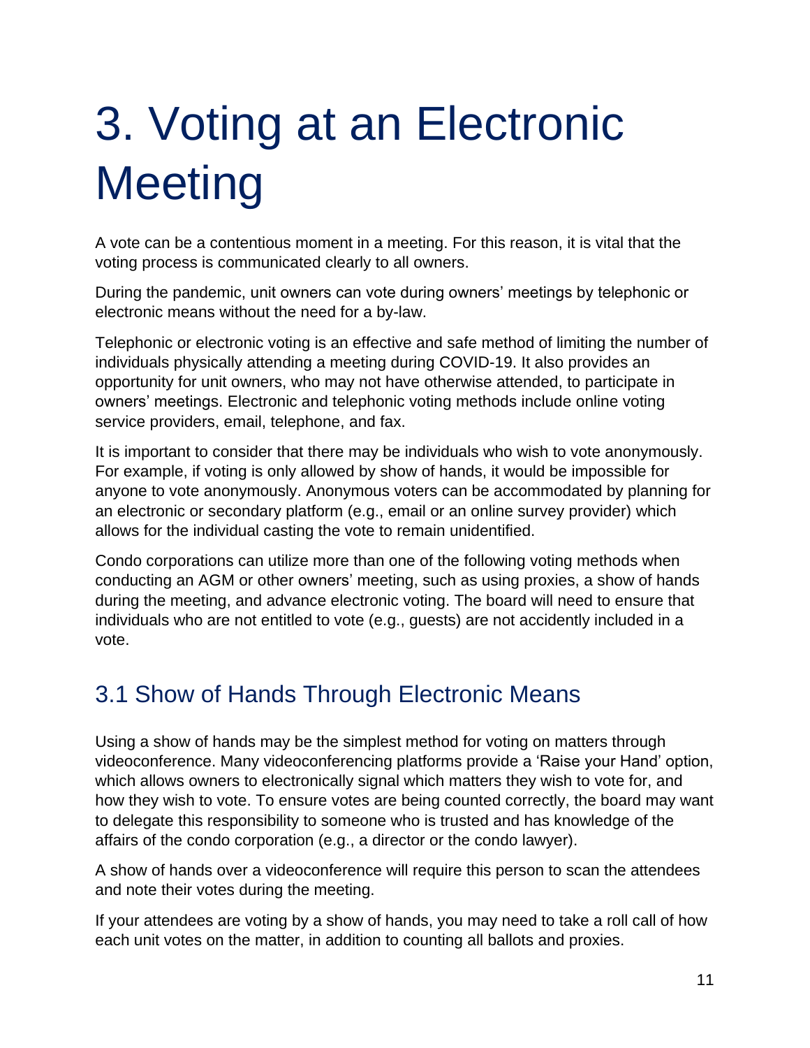# 3. Voting at an Electronic Meeting

A vote can be a contentious moment in a meeting. For this reason, it is vital that the voting process is communicated clearly to all owners.

During the pandemic, unit owners can vote during owners' meetings by telephonic or electronic means without the need for a by-law.

Telephonic or electronic voting is an effective and safe method of limiting the number of individuals physically attending a meeting during COVID-19. It also provides an opportunity for unit owners, who may not have otherwise attended, to participate in owners' meetings. Electronic and telephonic voting methods include online voting service providers, email, telephone, and fax.

It is important to consider that there may be individuals who wish to vote anonymously. For example, if voting is only allowed by show of hands, it would be impossible for anyone to vote anonymously. Anonymous voters can be accommodated by planning for an electronic or secondary platform (e.g., email or an online survey provider) which allows for the individual casting the vote to remain unidentified.

Condo corporations can utilize more than one of the following voting methods when conducting an AGM or other owners' meeting, such as using proxies, a show of hands during the meeting, and advance electronic voting. The board will need to ensure that individuals who are not entitled to vote (e.g., guests) are not accidently included in a vote.

## 3.1 Show of Hands Through Electronic Means

Using a show of hands may be the simplest method for voting on matters through videoconference. Many videoconferencing platforms provide a 'Raise your Hand' option, which allows owners to electronically signal which matters they wish to vote for, and how they wish to vote. To ensure votes are being counted correctly, the board may want to delegate this responsibility to someone who is trusted and has knowledge of the affairs of the condo corporation (e.g., a director or the condo lawyer).

A show of hands over a videoconference will require this person to scan the attendees and note their votes during the meeting.

If your attendees are voting by a show of hands, you may need to take a roll call of how each unit votes on the matter, in addition to counting all ballots and proxies.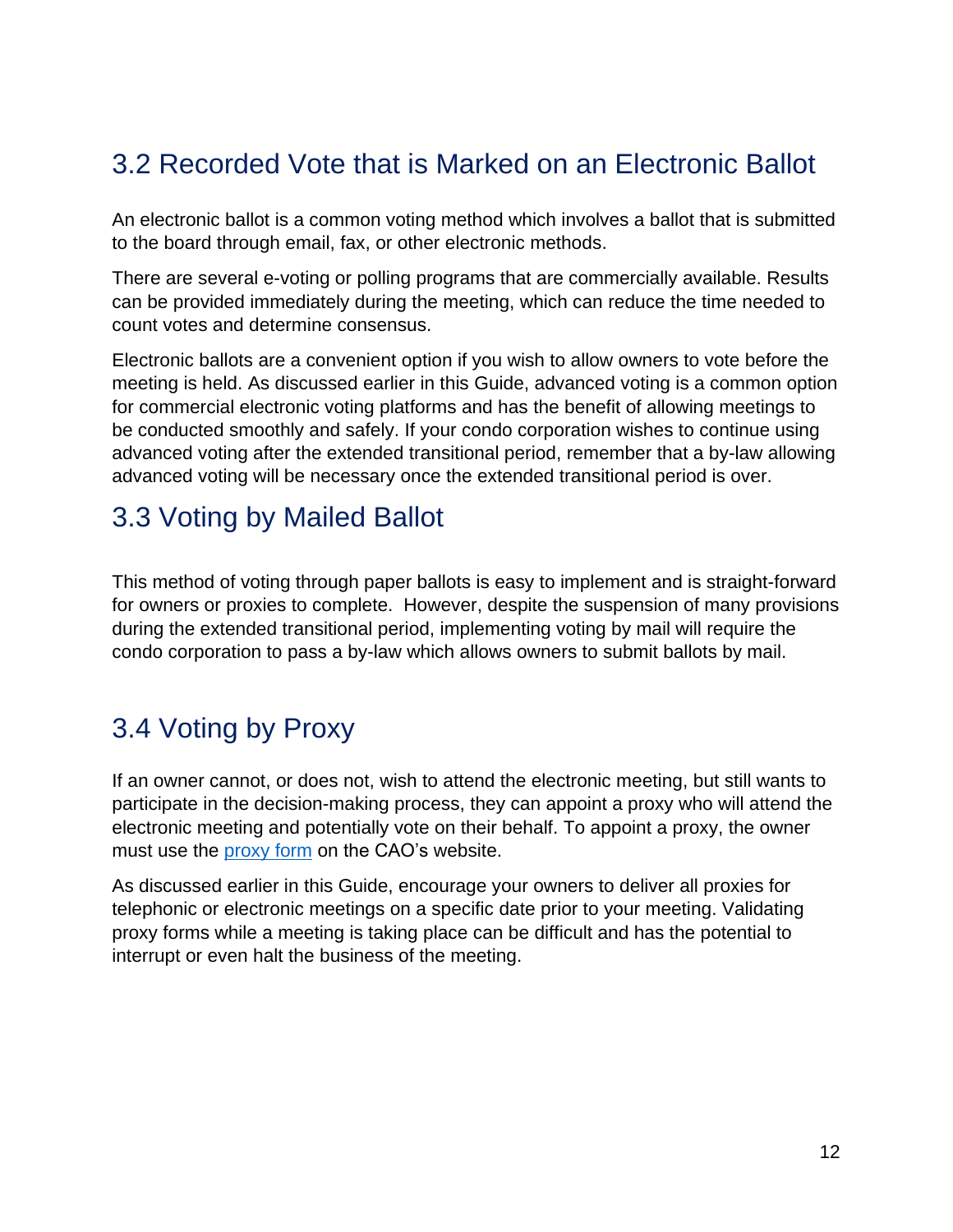## 3.2 Recorded Vote that is Marked on an Electronic Ballot

An electronic ballot is a common voting method which involves a ballot that is submitted to the board through email, fax, or other electronic methods.

There are several e-voting or polling programs that are commercially available. Results can be provided immediately during the meeting, which can reduce the time needed to count votes and determine consensus.

Electronic ballots are a convenient option if you wish to allow owners to vote before the meeting is held. As discussed earlier in this Guide, advanced voting is a common option for commercial electronic voting platforms and has the benefit of allowing meetings to be conducted smoothly and safely. If your condo corporation wishes to continue using advanced voting after the extended transitional period, remember that a by-law allowing advanced voting will be necessary once the extended transitional period is over.

## 3.3 Voting by Mailed Ballot

This method of voting through paper ballots is easy to implement and is straight-forward for owners or proxies to complete. However, despite the suspension of many provisions during the extended transitional period, implementing voting by mail will require the condo corporation to pass a by-law which allows owners to submit ballots by mail.

## 3.4 Voting by Proxy

If an owner cannot, or does not, wish to attend the electronic meeting, but still wants to participate in the decision-making process, they can appoint a proxy who will attend the electronic meeting and potentially vote on their behalf. To appoint a proxy, the owner must use the proxy form on the CAO's website.

As discussed earlier in this Guide, encourage your owners to deliver all proxies for telephonic or electronic meetings on a specific date prior to your meeting. Validating proxy forms while a meeting is taking place can be difficult and has the potential to interrupt or even halt the business of the meeting.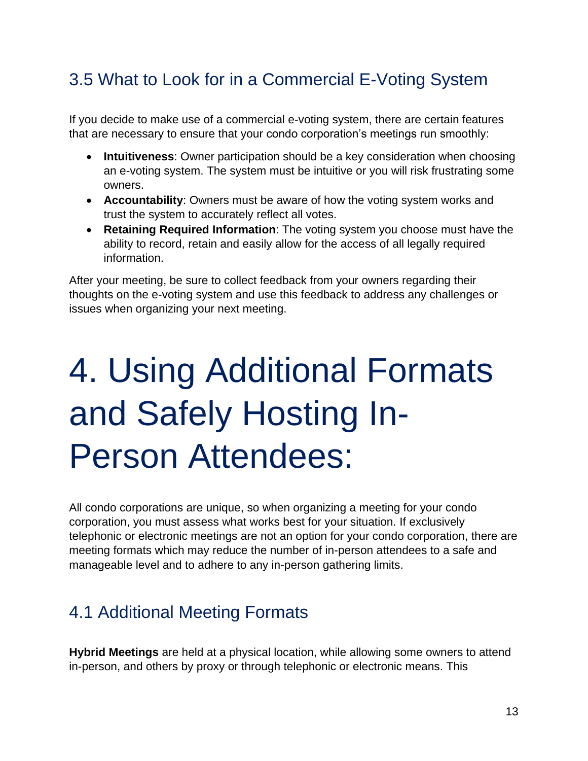## 3.5 What to Look for in a Commercial E-Voting System

If you decide to make use of a commercial e-voting system, there are certain features that are necessary to ensure that your condo corporation's meetings run smoothly:

- **Intuitiveness**: Owner participation should be a key consideration when choosing an e-voting system. The system must be intuitive or you will risk frustrating some owners.
- **Accountability**: Owners must be aware of how the voting system works and trust the system to accurately reflect all votes.
- **Retaining Required Information**: The voting system you choose must have the ability to record, retain and easily allow for the access of all legally required information.

After your meeting, be sure to collect feedback from your owners regarding their thoughts on the e-voting system and use this feedback to address any challenges or issues when organizing your next meeting.

# 4. Using Additional Formats and Safely Hosting In-Person Attendees:

All condo corporations are unique, so when organizing a meeting for your condo corporation, you must assess what works best for your situation. If exclusively telephonic or electronic meetings are not an option for your condo corporation, there are meeting formats which may reduce the number of in-person attendees to a safe and manageable level and to adhere to any in-person gathering limits.

## 4.1 Additional Meeting Formats

**Hybrid Meetings** are held at a physical location, while allowing some owners to attend in-person, and others by proxy or through telephonic or electronic means. This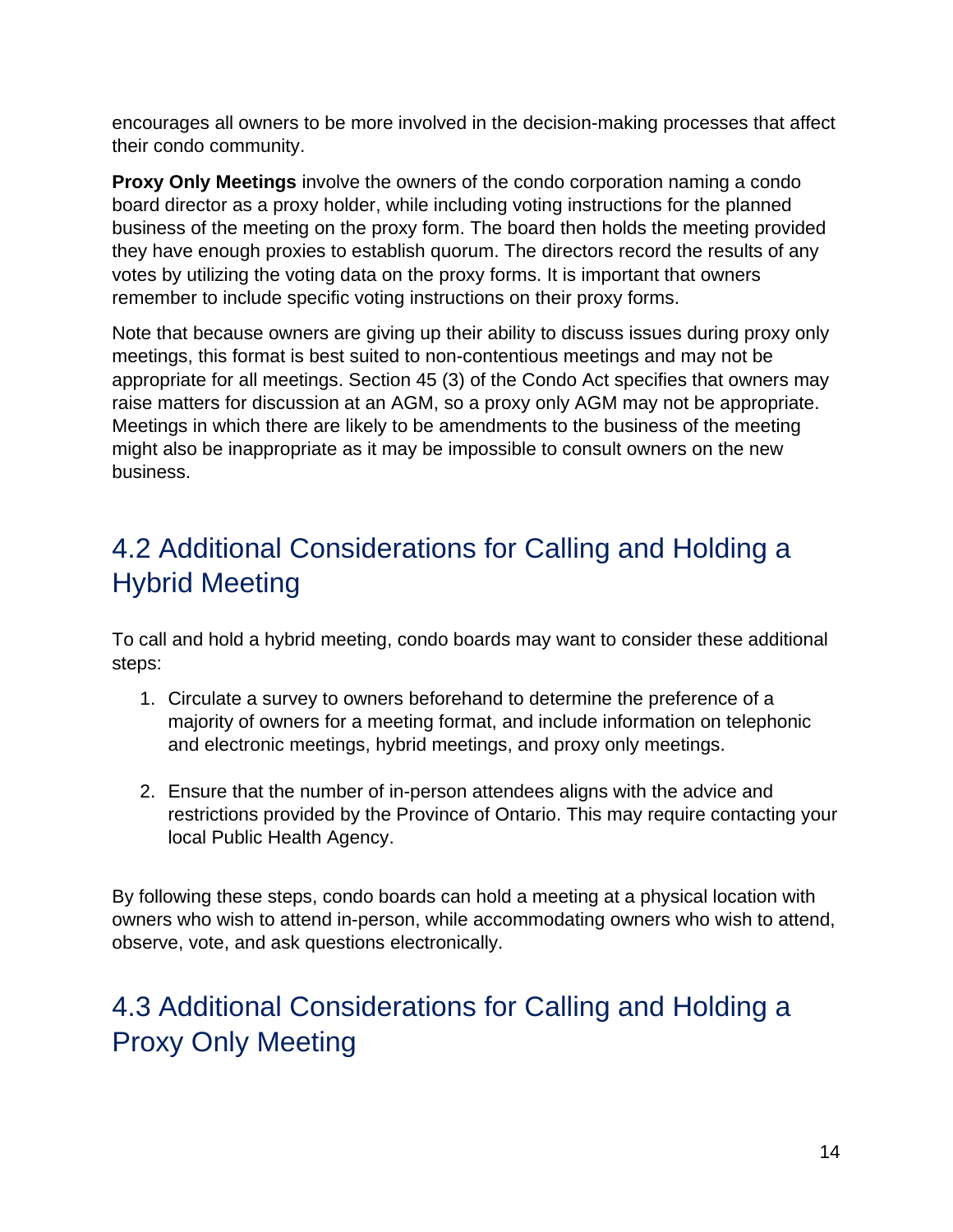encourages all owners to be more involved in the decision-making processes that affect their condo community.

**Proxy Only Meetings** involve the owners of the condo corporation naming a condo board director as a proxy holder, while including voting instructions for the planned business of the meeting on the proxy form. The board then holds the meeting provided they have enough proxies to establish quorum. The directors record the results of any votes by utilizing the voting data on the proxy forms. It is important that owners remember to include specific voting instructions on their proxy forms.

Note that because owners are giving up their ability to discuss issues during proxy only meetings, this format is best suited to non-contentious meetings and may not be appropriate for all meetings. Section 45 (3) of the Condo Act specifies that owners may raise matters for discussion at an AGM, so a proxy only AGM may not be appropriate. Meetings in which there are likely to be amendments to the business of the meeting might also be inappropriate as it may be impossible to consult owners on the new business.

## 4.2 Additional Considerations for Calling and Holding a Hybrid Meeting

To call and hold a hybrid meeting, condo boards may want to consider these additional steps:

1. Circulate a survey to owners beforehand to determine the preference of a majority of owners for a meeting format, and include information on telephonic and electronic meetings, hybrid meetings, and proxy only meetings.

2. Ensure that the number of in-person attendees aligns with the advice and restrictions provided by the Province of Ontario. This may require contacting your local Public Health Agency.

By following these steps, condo boards can hold a meeting at a physical location with owners who wish to attend in-person, while accommodating owners who wish to attend, observe, vote, and ask questions electronically.

## 4.3 Additional Considerations for Calling and Holding a Proxy Only Meeting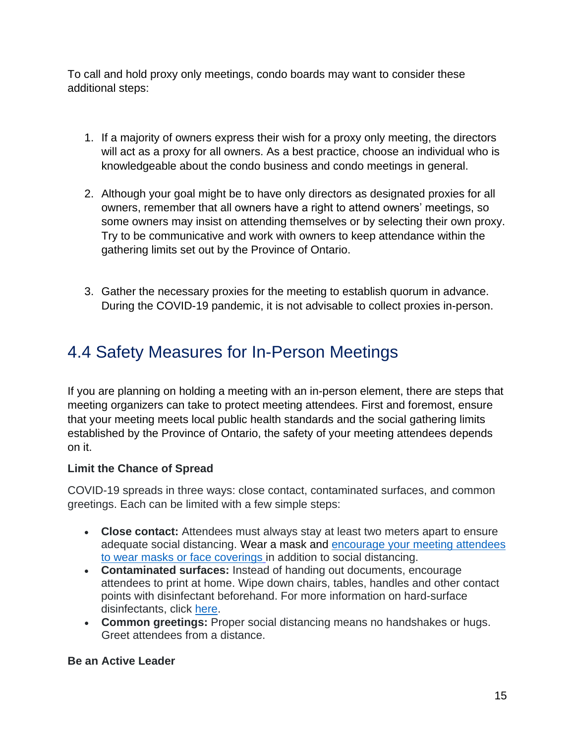To call and hold proxy only meetings, condo boards may want to consider these additional steps:

1. If a majority of owners express their wish for a proxy only meeting, the directors will act as a proxy for all owners. As a best practice, choose an individual who is knowledgeable about the condo business and condo meetings in general.

2. Although your goal might be to have only directors as designated proxies for all owners, remember that all owners have a right to attend owners' meetings, so some owners may insist on attending themselves or by selecting their own proxy. Try to be communicative and work with owners to keep attendance within the gathering limits set out by the Province of Ontario.

3. Gather the necessary proxies for the meeting to establish quorum in advance. During the COVID-19 pandemic, it is not advisable to collect proxies in-person.

## 4.4 Safety Measures for In-Person Meetings

If you are planning on holding a meeting with an in-person element, there are steps that meeting organizers can take to protect meeting attendees. First and foremost, ensure that your meeting meets local public health standards and the social gathering limits established by the Province of Ontario, the safety of your meeting attendees depends on it.

**Limit the Chance of Spread**

COVID-19 spreads in three ways: close contact, contaminated surfaces, and common greetings. Each can be limited with a few simple steps:

- **Close contact:** Attendees must always stay at least two meters apart to ensure adequate social distancing. Wear a mask and encourage your meeting attendees to wear masks or face coverings in addition to social distancing.
- **Contaminated surfaces:** Instead of handing out documents, encourage attendees to print at home. Wipe down chairs, tables, handles and other contact points with disinfectant beforehand. For more information on hard-surface disinfectants, click here.
- **Common greetings:** Proper social distancing means no handshakes or hugs. Greet attendees from a distance.

**Be an Active Leader**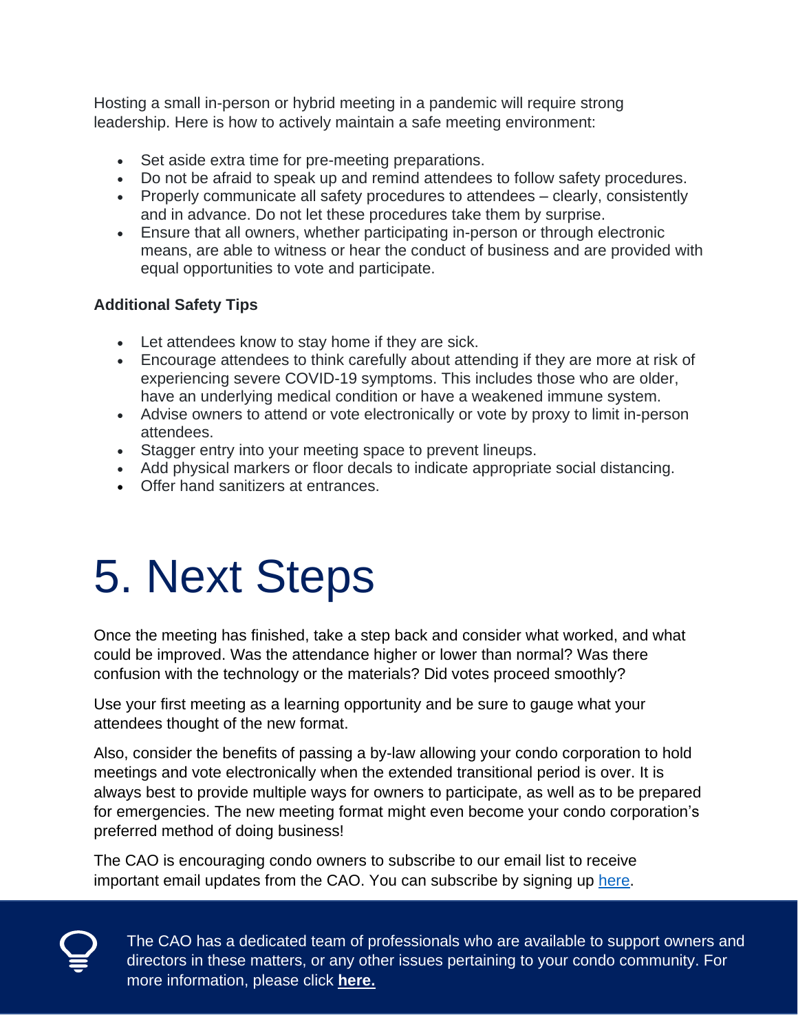Hosting a small in-person or hybrid meeting in a pandemic will require strong leadership. Here is how to actively maintain a safe meeting environment:

- Set aside extra time for pre-meeting preparations.
- Do not be afraid to speak up and remind attendees to follow safety procedures.
- Properly communicate all safety procedures to attendees – clearly, consistently and in advance. Do not let these procedures take them by surprise.
- Ensure that all owners, whether participating in-person or through electronic means, are able to witness or hear the conduct of business and are provided with equal opportunities to vote and participate.

**Additional Safety Tips**

- Let attendees know to stay home if they are sick.
- Encourage attendees to think carefully about attending if they are more at risk of experiencing severe COVID-19 symptoms. This includes those who are older, have an underlying medical condition or have a weakened immune system.
- Advise owners to attend or vote electronically or vote by proxy to limit in-person attendees.
- Stagger entry into your meeting space to prevent lineups.
- Add physical markers or floor decals to indicate appropriate social distancing.
- Offer hand sanitizers at entrances.

# 5. Next Steps

Once the meeting has finished, take a step back and consider what worked, and what could be improved. Was the attendance higher or lower than normal? Was there confusion with the technology or the materials? Did votes proceed smoothly?

Use your first meeting as a learning opportunity and be sure to gauge what your attendees thought of the new format.

Also, consider the benefits of passing a by-law allowing your condo corporation to hold meetings and vote electronically when the extended transitional period is over. It is always best to provide multiple ways for owners to participate, as well as to be prepared for emergencies. The new meeting format might even become your condo corporation's preferred method of doing business!

The CAO is encouraging condo owners to subscribe to our email list to receive important email updates from the CAO. You can subscribe by signing up here.

The CAO has a dedicated team of professionals who are available to support owners and directors in these matters, or any other issues pertaining to your condo community. For more information, please click **here.**